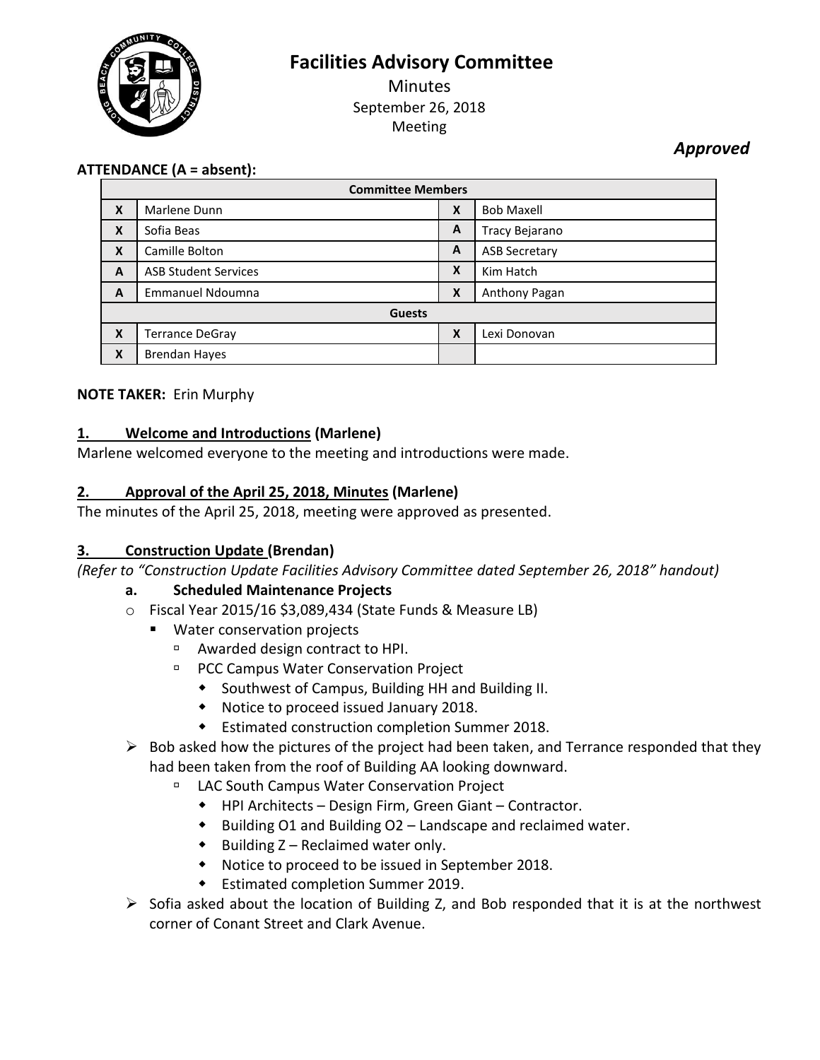# Facilities Advisory Committee

Minutes
September 26, 2018
Meeting

***Approved***

**ATTENDANCE (A = absent):**

| | Committee Members | | |
|---|---|---|---|
| X | Marlene Dunn | X | Bob Maxell |
| X | Sofia Beas | A | Tracy Bejarano |
| X | Camille Bolton | A | ASB Secretary |
| A | ASB Student Services | X | Kim Hatch |
| A | Emmanuel Ndoumna | X | Anthony Pagan |
| | **Guests** | | |
| X | Terrance DeGray | X | Lexi Donovan |
| X | Brendan Hayes | | |

**NOTE TAKER:** Erin Murphy

**1. Welcome and Introductions (Marlene)**

Marlene welcomed everyone to the meeting and introductions were made.

**2. Approval of the April 25, 2018, Minutes (Marlene)**

The minutes of the April 25, 2018, meeting were approved as presented.

**3. Construction Update (Brendan)**

*(Refer to "Construction Update Facilities Advisory Committee dated September 26, 2018" handout)*

**a. Scheduled Maintenance Projects**

- Fiscal Year 2015/16 $3,089,434 (State Funds & Measure LB)
  - Water conservation projects
    - Awarded design contract to HPI.
    - PCC Campus Water Conservation Project
      - Southwest of Campus, Building HH and Building II.
      - Notice to proceed issued January 2018.
      - Estimated construction completion Summer 2018.

➢ Bob asked how the pictures of the project had been taken, and Terrance responded that they had been taken from the roof of Building AA looking downward.

- LAC South Campus Water Conservation Project
  - HPI Architects – Design Firm, Green Giant – Contractor.
  - Building O1 and Building O2 – Landscape and reclaimed water.
  - Building Z – Reclaimed water only.
  - Notice to proceed to be issued in September 2018.
  - Estimated completion Summer 2019.

➢ Sofia asked about the location of Building Z, and Bob responded that it is at the northwest corner of Conant Street and Clark Avenue.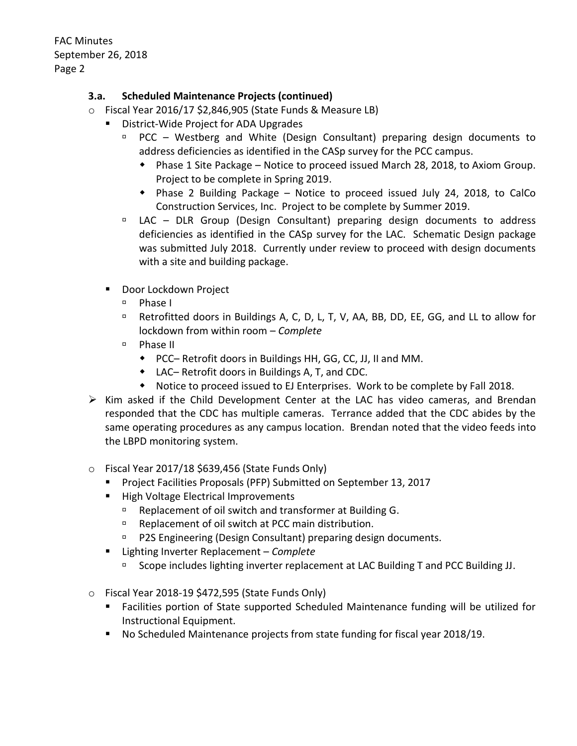### 3.a. Scheduled Maintenance Projects (continued)

- Fiscal Year 2016/17 $2,846,905 (State Funds & Measure LB)
  - District-Wide Project for ADA Upgrades
    - PCC – Westberg and White (Design Consultant) preparing design documents to address deficiencies as identified in the CASp survey for the PCC campus.
      - Phase 1 Site Package – Notice to proceed issued March 28, 2018, to Axiom Group. Project to be complete in Spring 2019.
      - Phase 2 Building Package – Notice to proceed issued July 24, 2018, to CalCo Construction Services, Inc. Project to be complete by Summer 2019.
    - LAC – DLR Group (Design Consultant) preparing design documents to address deficiencies as identified in the CASp survey for the LAC. Schematic Design package was submitted July 2018. Currently under review to proceed with design documents with a site and building package.
  - Door Lockdown Project
    - Phase I
    - Retrofitted doors in Buildings A, C, D, L, T, V, AA, BB, DD, EE, GG, and LL to allow for lockdown from within room – *Complete*
    - Phase II
      - PCC– Retrofit doors in Buildings HH, GG, CC, JJ, II and MM.
      - LAC– Retrofit doors in Buildings A, T, and CDC.
      - Notice to proceed issued to EJ Enterprises. Work to be complete by Fall 2018.
- Kim asked if the Child Development Center at the LAC has video cameras, and Brendan responded that the CDC has multiple cameras. Terrance added that the CDC abides by the same operating procedures as any campus location. Brendan noted that the video feeds into the LBPD monitoring system.

- Fiscal Year 2017/18 $639,456 (State Funds Only)
  - Project Facilities Proposals (PFP) Submitted on September 13, 2017
  - High Voltage Electrical Improvements
    - Replacement of oil switch and transformer at Building G.
    - Replacement of oil switch at PCC main distribution.
    - P2S Engineering (Design Consultant) preparing design documents.
  - Lighting Inverter Replacement – *Complete*
    - Scope includes lighting inverter replacement at LAC Building T and PCC Building JJ.

- Fiscal Year 2018-19 $472,595 (State Funds Only)
  - Facilities portion of State supported Scheduled Maintenance funding will be utilized for Instructional Equipment.
  - No Scheduled Maintenance projects from state funding for fiscal year 2018/19.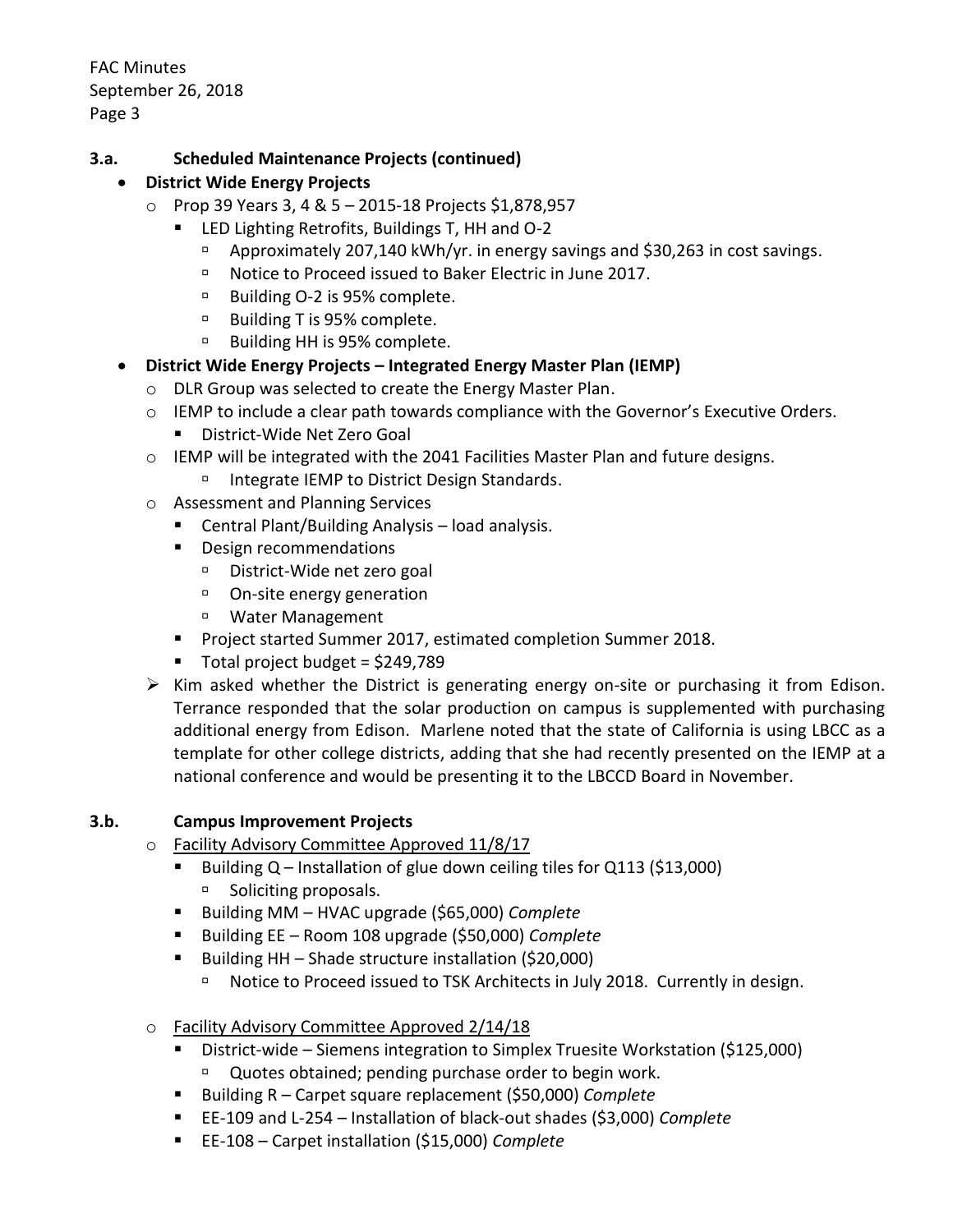### 3.a. Scheduled Maintenance Projects (continued)

- **District Wide Energy Projects**
  - Prop 39 Years 3, 4 & 5 – 2015-18 Projects $1,878,957
    - LED Lighting Retrofits, Buildings T, HH and O-2
      - Approximately 207,140 kWh/yr. in energy savings and $30,263 in cost savings.
      - Notice to Proceed issued to Baker Electric in June 2017.
      - Building O-2 is 95% complete.
      - Building T is 95% complete.
      - Building HH is 95% complete.
- **District Wide Energy Projects – Integrated Energy Master Plan (IEMP)**
  - DLR Group was selected to create the Energy Master Plan.
  - IEMP to include a clear path towards compliance with the Governor's Executive Orders.
    - District-Wide Net Zero Goal
  - IEMP will be integrated with the 2041 Facilities Master Plan and future designs.
    - Integrate IEMP to District Design Standards.
  - Assessment and Planning Services
    - Central Plant/Building Analysis – load analysis.
    - Design recommendations
      - District-Wide net zero goal
      - On-site energy generation
      - Water Management
    - Project started Summer 2017, estimated completion Summer 2018.
    - Total project budget = $249,789

> Kim asked whether the District is generating energy on-site or purchasing it from Edison. Terrance responded that the solar production on campus is supplemented with purchasing additional energy from Edison. Marlene noted that the state of California is using LBCC as a template for other college districts, adding that she had recently presented on the IEMP at a national conference and would be presenting it to the LBCCD Board in November.

### 3.b. Campus Improvement Projects

- Facility Advisory Committee Approved 11/8/17
  - Building Q – Installation of glue down ceiling tiles for Q113 ($13,000)
    - Soliciting proposals.
  - Building MM – HVAC upgrade ($65,000) *Complete*
  - Building EE – Room 108 upgrade ($50,000) *Complete*
  - Building HH – Shade structure installation ($20,000)
    - Notice to Proceed issued to TSK Architects in July 2018. Currently in design.
- Facility Advisory Committee Approved 2/14/18
  - District-wide – Siemens integration to Simplex Truesite Workstation ($125,000)
    - Quotes obtained; pending purchase order to begin work.
  - Building R – Carpet square replacement ($50,000) *Complete*
  - EE-109 and L-254 – Installation of black-out shades ($3,000) *Complete*
  - EE-108 – Carpet installation ($15,000) *Complete*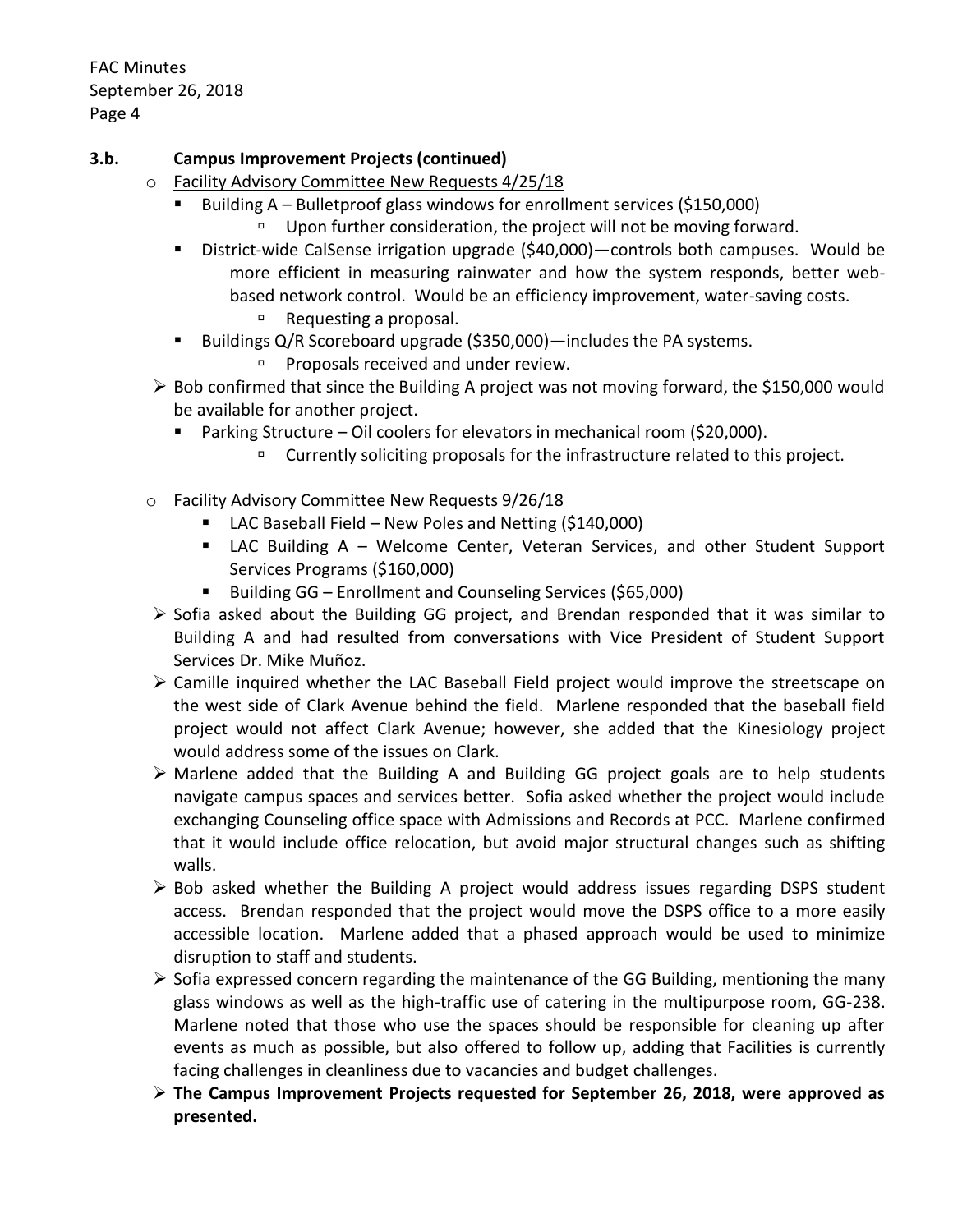**3.b. Campus Improvement Projects (continued)**

- Facility Advisory Committee New Requests 4/25/18
  - Building A – Bulletproof glass windows for enrollment services ($150,000)
    - Upon further consideration, the project will not be moving forward.
  - District-wide CalSense irrigation upgrade ($40,000)—controls both campuses. Would be more efficient in measuring rainwater and how the system responds, better web-based network control. Would be an efficiency improvement, water-saving costs.
    - Requesting a proposal.
  - Buildings Q/R Scoreboard upgrade ($350,000)—includes the PA systems.
    - Proposals received and under review.
- Bob confirmed that since the Building A project was not moving forward, the $150,000 would be available for another project.
  - Parking Structure – Oil coolers for elevators in mechanical room ($20,000).
    - Currently soliciting proposals for the infrastructure related to this project.
- Facility Advisory Committee New Requests 9/26/18
  - LAC Baseball Field – New Poles and Netting ($140,000)
  - LAC Building A – Welcome Center, Veteran Services, and other Student Support Services Programs ($160,000)
  - Building GG – Enrollment and Counseling Services ($65,000)
- Sofia asked about the Building GG project, and Brendan responded that it was similar to Building A and had resulted from conversations with Vice President of Student Support Services Dr. Mike Muñoz.
- Camille inquired whether the LAC Baseball Field project would improve the streetscape on the west side of Clark Avenue behind the field. Marlene responded that the baseball field project would not affect Clark Avenue; however, she added that the Kinesiology project would address some of the issues on Clark.
- Marlene added that the Building A and Building GG project goals are to help students navigate campus spaces and services better. Sofia asked whether the project would include exchanging Counseling office space with Admissions and Records at PCC. Marlene confirmed that it would include office relocation, but avoid major structural changes such as shifting walls.
- Bob asked whether the Building A project would address issues regarding DSPS student access. Brendan responded that the project would move the DSPS office to a more easily accessible location. Marlene added that a phased approach would be used to minimize disruption to staff and students.
- Sofia expressed concern regarding the maintenance of the GG Building, mentioning the many glass windows as well as the high-traffic use of catering in the multipurpose room, GG-238. Marlene noted that those who use the spaces should be responsible for cleaning up after events as much as possible, but also offered to follow up, adding that Facilities is currently facing challenges in cleanliness due to vacancies and budget challenges.
- **The Campus Improvement Projects requested for September 26, 2018, were approved as presented.**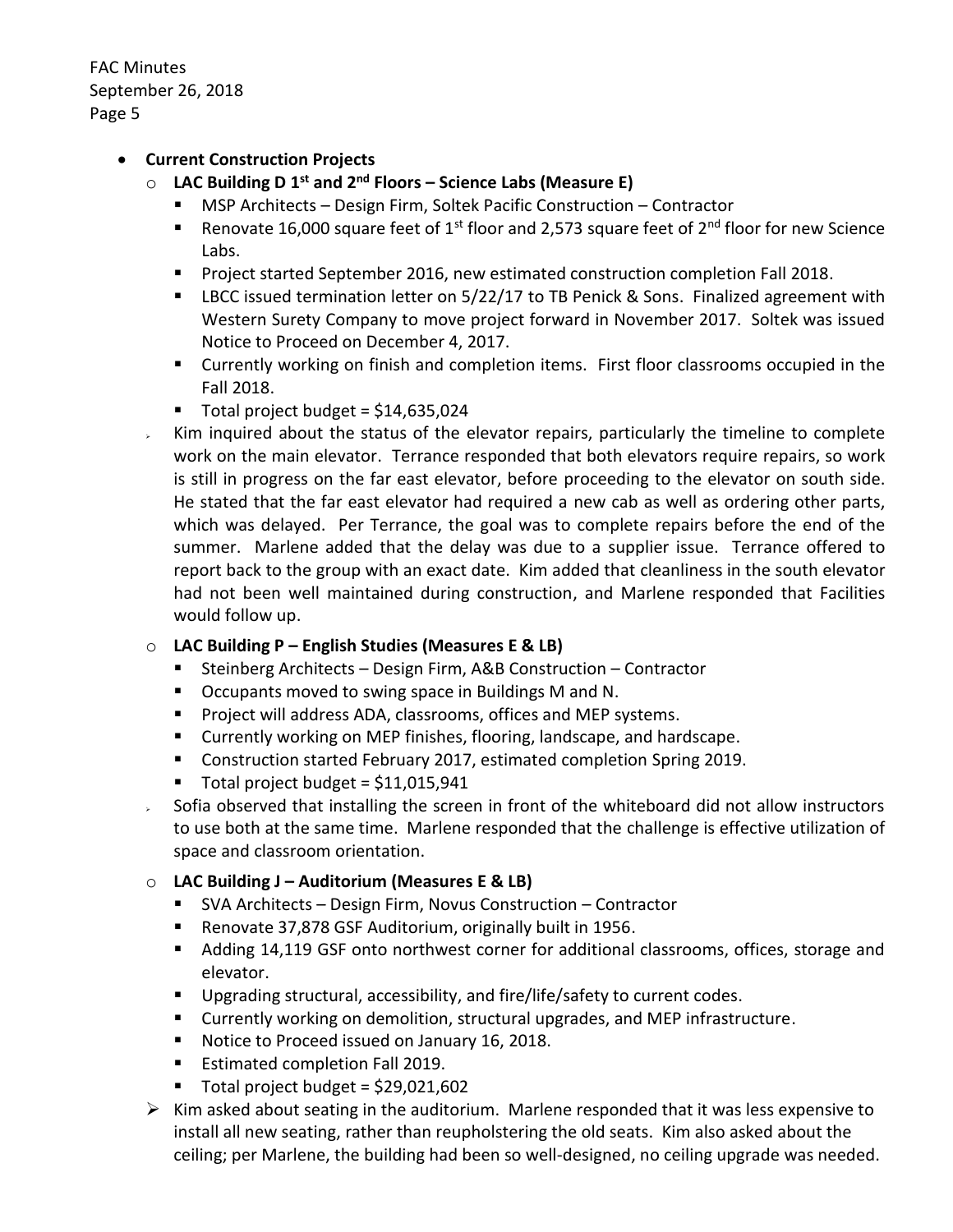- **Current Construction Projects**
  - **LAC Building D 1st and 2nd Floors – Science Labs (Measure E)**
    - MSP Architects – Design Firm, Soltek Pacific Construction – Contractor
    - Renovate 16,000 square feet of 1st floor and 2,573 square feet of 2nd floor for new Science Labs.
    - Project started September 2016, new estimated construction completion Fall 2018.
    - LBCC issued termination letter on 5/22/17 to TB Penick & Sons. Finalized agreement with Western Surety Company to move project forward in November 2017. Soltek was issued Notice to Proceed on December 4, 2017.
    - Currently working on finish and completion items. First floor classrooms occupied in the Fall 2018.
    - Total project budget = $14,635,024
  - Kim inquired about the status of the elevator repairs, particularly the timeline to complete work on the main elevator. Terrance responded that both elevators require repairs, so work is still in progress on the far east elevator, before proceeding to the elevator on south side. He stated that the far east elevator had required a new cab as well as ordering other parts, which was delayed. Per Terrance, the goal was to complete repairs before the end of the summer. Marlene added that the delay was due to a supplier issue. Terrance offered to report back to the group with an exact date. Kim added that cleanliness in the south elevator had not been well maintained during construction, and Marlene responded that Facilities would follow up.
  - **LAC Building P – English Studies (Measures E & LB)**
    - Steinberg Architects – Design Firm, A&B Construction – Contractor
    - Occupants moved to swing space in Buildings M and N.
    - Project will address ADA, classrooms, offices and MEP systems.
    - Currently working on MEP finishes, flooring, landscape, and hardscape.
    - Construction started February 2017, estimated completion Spring 2019.
    - Total project budget = $11,015,941
  - Sofia observed that installing the screen in front of the whiteboard did not allow instructors to use both at the same time. Marlene responded that the challenge is effective utilization of space and classroom orientation.
  - **LAC Building J – Auditorium (Measures E & LB)**
    - SVA Architects – Design Firm, Novus Construction – Contractor
    - Renovate 37,878 GSF Auditorium, originally built in 1956.
    - Adding 14,119 GSF onto northwest corner for additional classrooms, offices, storage and elevator.
    - Upgrading structural, accessibility, and fire/life/safety to current codes.
    - Currently working on demolition, structural upgrades, and MEP infrastructure.
    - Notice to Proceed issued on January 16, 2018.
    - Estimated completion Fall 2019.
    - Total project budget = $29,021,602
  - Kim asked about seating in the auditorium. Marlene responded that it was less expensive to install all new seating, rather than reupholstering the old seats. Kim also asked about the ceiling; per Marlene, the building had been so well-designed, no ceiling upgrade was needed.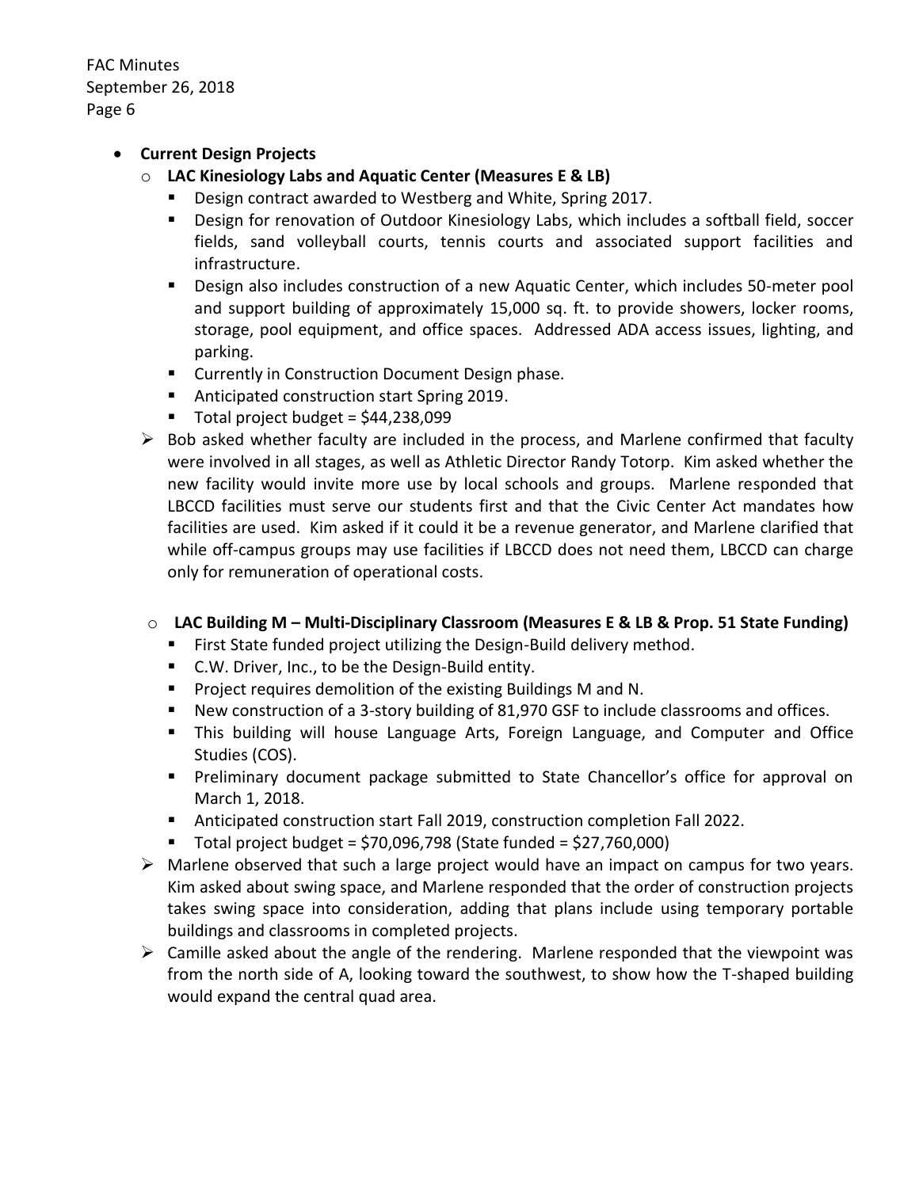- **Current Design Projects**
  - **LAC Kinesiology Labs and Aquatic Center (Measures E & LB)**
    - Design contract awarded to Westberg and White, Spring 2017.
    - Design for renovation of Outdoor Kinesiology Labs, which includes a softball field, soccer fields, sand volleyball courts, tennis courts and associated support facilities and infrastructure.
    - Design also includes construction of a new Aquatic Center, which includes 50-meter pool and support building of approximately 15,000 sq. ft. to provide showers, locker rooms, storage, pool equipment, and office spaces. Addressed ADA access issues, lighting, and parking.
    - Currently in Construction Document Design phase.
    - Anticipated construction start Spring 2019.
    - Total project budget = $44,238,099
  - Bob asked whether faculty are included in the process, and Marlene confirmed that faculty were involved in all stages, as well as Athletic Director Randy Totorp. Kim asked whether the new facility would invite more use by local schools and groups. Marlene responded that LBCCD facilities must serve our students first and that the Civic Center Act mandates how facilities are used. Kim asked if it could it be a revenue generator, and Marlene clarified that while off-campus groups may use facilities if LBCCD does not need them, LBCCD can charge only for remuneration of operational costs.

  - **LAC Building M – Multi-Disciplinary Classroom (Measures E & LB & Prop. 51 State Funding)**
    - First State funded project utilizing the Design-Build delivery method.
    - C.W. Driver, Inc., to be the Design-Build entity.
    - Project requires demolition of the existing Buildings M and N.
    - New construction of a 3-story building of 81,970 GSF to include classrooms and offices.
    - This building will house Language Arts, Foreign Language, and Computer and Office Studies (COS).
    - Preliminary document package submitted to State Chancellor's office for approval on March 1, 2018.
    - Anticipated construction start Fall 2019, construction completion Fall 2022.
    - Total project budget = $70,096,798 (State funded = $27,760,000)
  - Marlene observed that such a large project would have an impact on campus for two years. Kim asked about swing space, and Marlene responded that the order of construction projects takes swing space into consideration, adding that plans include using temporary portable buildings and classrooms in completed projects.
  - Camille asked about the angle of the rendering. Marlene responded that the viewpoint was from the north side of A, looking toward the southwest, to show how the T-shaped building would expand the central quad area.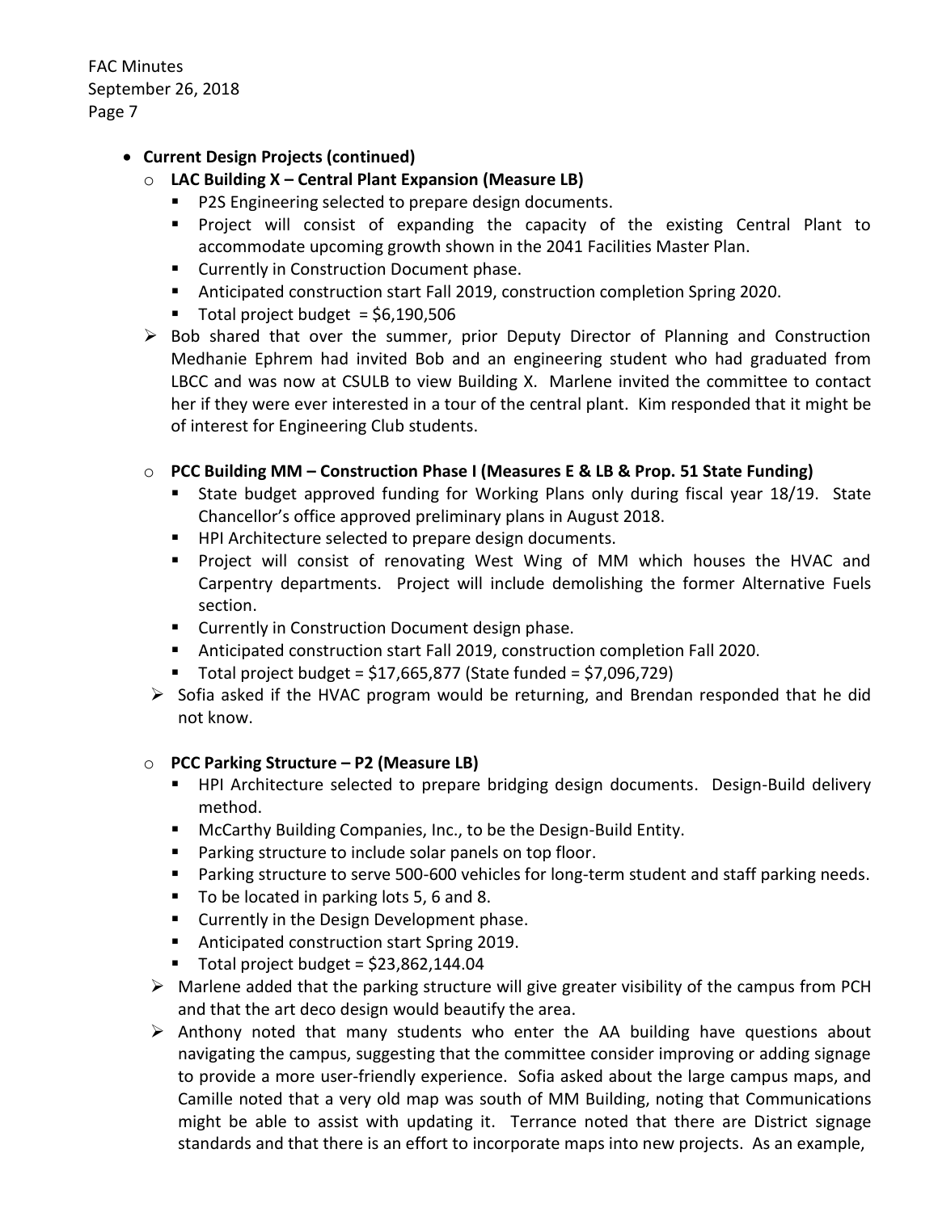- **Current Design Projects (continued)**
  - **LAC Building X – Central Plant Expansion (Measure LB)**
    - P2S Engineering selected to prepare design documents.
    - Project will consist of expanding the capacity of the existing Central Plant to accommodate upcoming growth shown in the 2041 Facilities Master Plan.
    - Currently in Construction Document phase.
    - Anticipated construction start Fall 2019, construction completion Spring 2020.
    - Total project budget = $6,190,506
  - Bob shared that over the summer, prior Deputy Director of Planning and Construction Medhanie Ephrem had invited Bob and an engineering student who had graduated from LBCC and was now at CSULB to view Building X. Marlene invited the committee to contact her if they were ever interested in a tour of the central plant. Kim responded that it might be of interest for Engineering Club students.

  - **PCC Building MM – Construction Phase I (Measures E & LB & Prop. 51 State Funding)**
    - State budget approved funding for Working Plans only during fiscal year 18/19. State Chancellor's office approved preliminary plans in August 2018.
    - HPI Architecture selected to prepare design documents.
    - Project will consist of renovating West Wing of MM which houses the HVAC and Carpentry departments. Project will include demolishing the former Alternative Fuels section.
    - Currently in Construction Document design phase.
    - Anticipated construction start Fall 2019, construction completion Fall 2020.
    - Total project budget = $17,665,877 (State funded = $7,096,729)
  - Sofia asked if the HVAC program would be returning, and Brendan responded that he did not know.

  - **PCC Parking Structure – P2 (Measure LB)**
    - HPI Architecture selected to prepare bridging design documents. Design-Build delivery method.
    - McCarthy Building Companies, Inc., to be the Design-Build Entity.
    - Parking structure to include solar panels on top floor.
    - Parking structure to serve 500-600 vehicles for long-term student and staff parking needs.
    - To be located in parking lots 5, 6 and 8.
    - Currently in the Design Development phase.
    - Anticipated construction start Spring 2019.
    - Total project budget = $23,862,144.04
  - Marlene added that the parking structure will give greater visibility of the campus from PCH and that the art deco design would beautify the area.
  - Anthony noted that many students who enter the AA building have questions about navigating the campus, suggesting that the committee consider improving or adding signage to provide a more user-friendly experience. Sofia asked about the large campus maps, and Camille noted that a very old map was south of MM Building, noting that Communications might be able to assist with updating it. Terrance noted that there are District signage standards and that there is an effort to incorporate maps into new projects. As an example,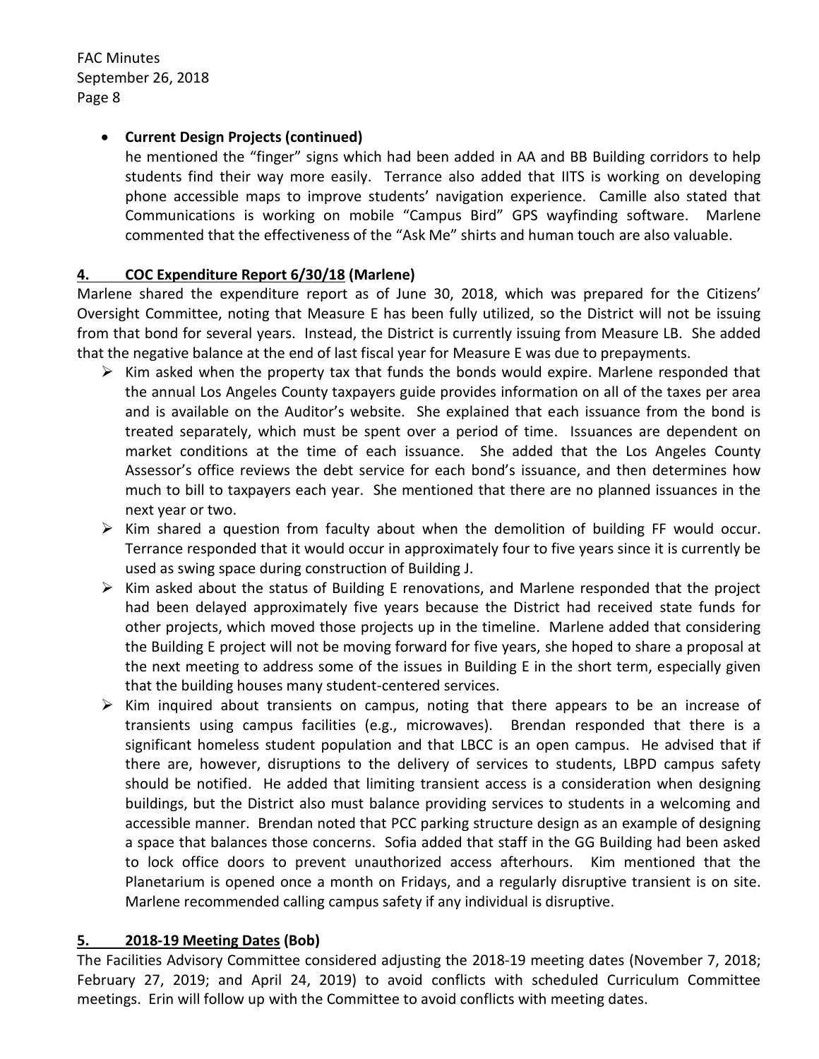- **Current Design Projects (continued)**

  he mentioned the "finger" signs which had been added in AA and BB Building corridors to help students find their way more easily. Terrance also added that IITS is working on developing phone accessible maps to improve students' navigation experience. Camille also stated that Communications is working on mobile "Campus Bird" GPS wayfinding software. Marlene commented that the effectiveness of the "Ask Me" shirts and human touch are also valuable.

## 4. COC Expenditure Report 6/30/18 (Marlene)

Marlene shared the expenditure report as of June 30, 2018, which was prepared for the Citizens' Oversight Committee, noting that Measure E has been fully utilized, so the District will not be issuing from that bond for several years. Instead, the District is currently issuing from Measure LB. She added that the negative balance at the end of last fiscal year for Measure E was due to prepayments.

- Kim asked when the property tax that funds the bonds would expire. Marlene responded that the annual Los Angeles County taxpayers guide provides information on all of the taxes per area and is available on the Auditor's website. She explained that each issuance from the bond is treated separately, which must be spent over a period of time. Issuances are dependent on market conditions at the time of each issuance. She added that the Los Angeles County Assessor's office reviews the debt service for each bond's issuance, and then determines how much to bill to taxpayers each year. She mentioned that there are no planned issuances in the next year or two.
- Kim shared a question from faculty about when the demolition of building FF would occur. Terrance responded that it would occur in approximately four to five years since it is currently be used as swing space during construction of Building J.
- Kim asked about the status of Building E renovations, and Marlene responded that the project had been delayed approximately five years because the District had received state funds for other projects, which moved those projects up in the timeline. Marlene added that considering the Building E project will not be moving forward for five years, she hoped to share a proposal at the next meeting to address some of the issues in Building E in the short term, especially given that the building houses many student-centered services.
- Kim inquired about transients on campus, noting that there appears to be an increase of transients using campus facilities (e.g., microwaves). Brendan responded that there is a significant homeless student population and that LBCC is an open campus. He advised that if there are, however, disruptions to the delivery of services to students, LBPD campus safety should be notified. He added that limiting transient access is a consideration when designing buildings, but the District also must balance providing services to students in a welcoming and accessible manner. Brendan noted that PCC parking structure design as an example of designing a space that balances those concerns. Sofia added that staff in the GG Building had been asked to lock office doors to prevent unauthorized access afterhours. Kim mentioned that the Planetarium is opened once a month on Fridays, and a regularly disruptive transient is on site. Marlene recommended calling campus safety if any individual is disruptive.

## 5. 2018-19 Meeting Dates (Bob)

The Facilities Advisory Committee considered adjusting the 2018-19 meeting dates (November 7, 2018; February 27, 2019; and April 24, 2019) to avoid conflicts with scheduled Curriculum Committee meetings. Erin will follow up with the Committee to avoid conflicts with meeting dates.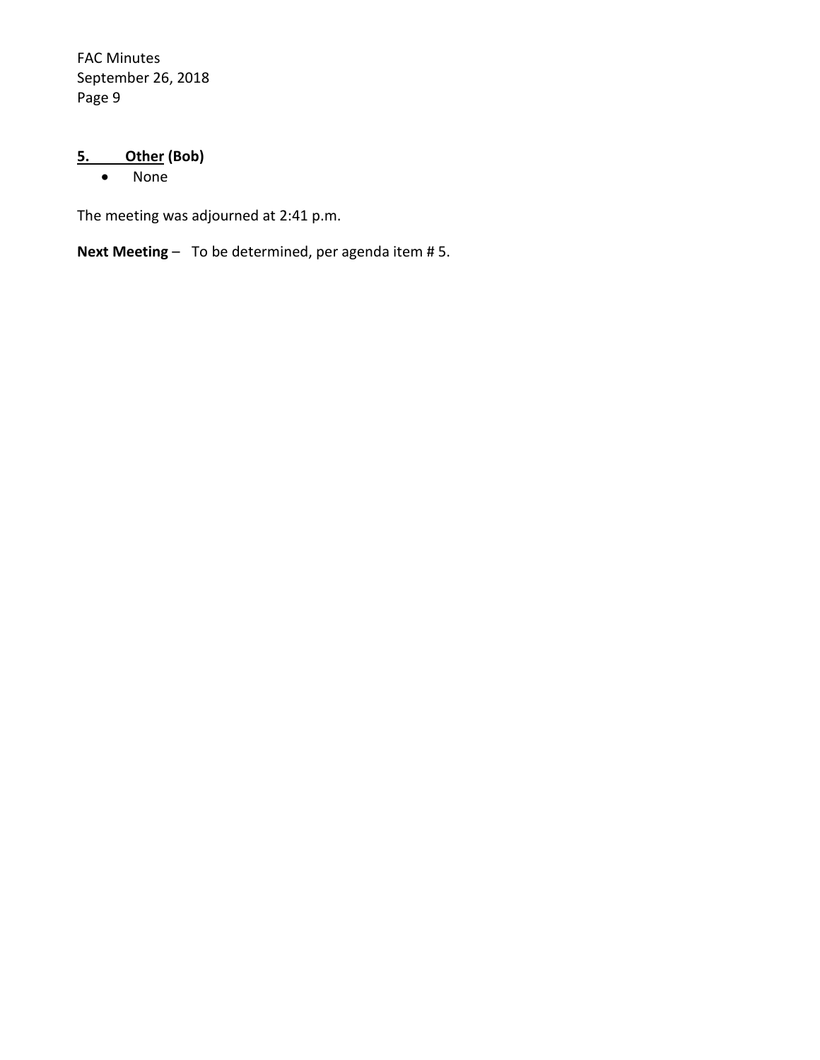## **<u>5. Other</u> (Bob)**

- None

The meeting was adjourned at 2:41 p.m.

**Next Meeting** – To be determined, per agenda item # 5.